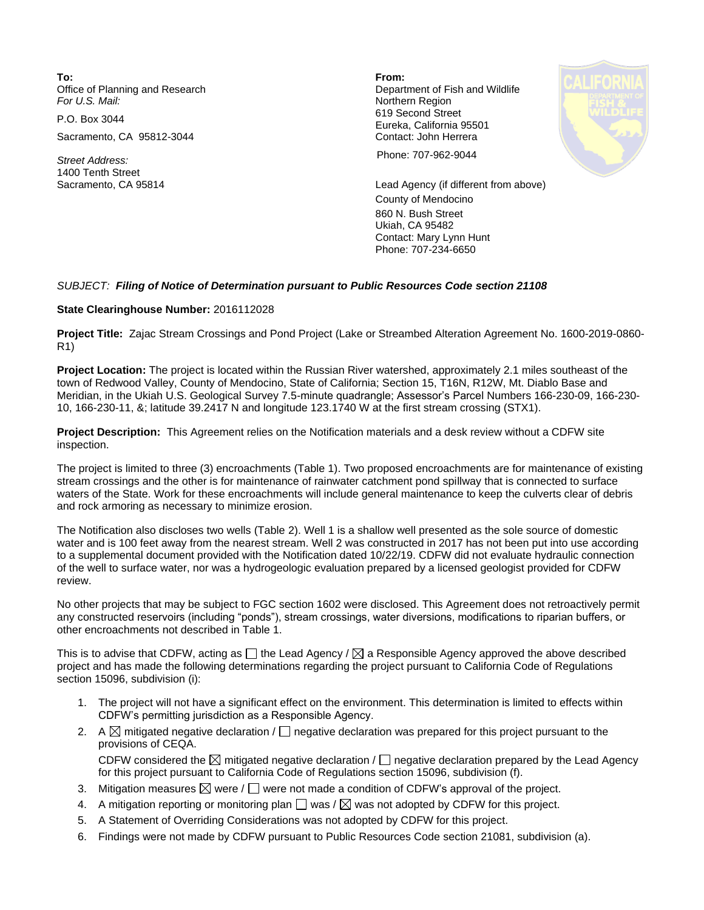**To:**
Office of Planning and Research
*For U.S. Mail:*

P.O. Box 3044

Sacramento, CA 95812-3044

*Street Address:*
1400 Tenth Street
Sacramento, CA 95814

**From:**
Department of Fish and Wildlife
Northern Region
619 Second Street
Eureka, California 95501
Contact: John Herrera

Phone: 707-962-9044

Lead Agency (if different from above)
County of Mendocino
860 N. Bush Street
Ukiah, CA 95482
Contact: Mary Lynn Hunt
Phone: 707-234-6650

*SUBJECT:* ***Filing of Notice of Determination pursuant to Public Resources Code section 21108***

**State Clearinghouse Number:** 2016112028

**Project Title:** Zajac Stream Crossings and Pond Project (Lake or Streambed Alteration Agreement No. 1600-2019-0860-R1)

**Project Location:** The project is located within the Russian River watershed, approximately 2.1 miles southeast of the town of Redwood Valley, County of Mendocino, State of California; Section 15, T16N, R12W, Mt. Diablo Base and Meridian, in the Ukiah U.S. Geological Survey 7.5-minute quadrangle; Assessor's Parcel Numbers 166-230-09, 166-230-10, 166-230-11, &; latitude 39.2417 N and longitude 123.1740 W at the first stream crossing (STX1).

**Project Description:** This Agreement relies on the Notification materials and a desk review without a CDFW site inspection.

The project is limited to three (3) encroachments (Table 1). Two proposed encroachments are for maintenance of existing stream crossings and the other is for maintenance of rainwater catchment pond spillway that is connected to surface waters of the State. Work for these encroachments will include general maintenance to keep the culverts clear of debris and rock armoring as necessary to minimize erosion.

The Notification also discloses two wells (Table 2). Well 1 is a shallow well presented as the sole source of domestic water and is 100 feet away from the nearest stream. Well 2 was constructed in 2017 has not been put into use according to a supplemental document provided with the Notification dated 10/22/19. CDFW did not evaluate hydraulic connection of the well to surface water, nor was a hydrogeologic evaluation prepared by a licensed geologist provided for CDFW review.

No other projects that may be subject to FGC section 1602 were disclosed. This Agreement does not retroactively permit any constructed reservoirs (including "ponds"), stream crossings, water diversions, modifications to riparian buffers, or other encroachments not described in Table 1.

This is to advise that CDFW, acting as ☐ the Lead Agency / ☒ a Responsible Agency approved the above described project and has made the following determinations regarding the project pursuant to California Code of Regulations section 15096, subdivision (i):

1. The project will not have a significant effect on the environment. This determination is limited to effects within CDFW's permitting jurisdiction as a Responsible Agency.
2. A ☒ mitigated negative declaration / ☐ negative declaration was prepared for this project pursuant to the provisions of CEQA.
   CDFW considered the ☒ mitigated negative declaration / ☐ negative declaration prepared by the Lead Agency for this project pursuant to California Code of Regulations section 15096, subdivision (f).
3. Mitigation measures ☒ were / ☐ were not made a condition of CDFW's approval of the project.
4. A mitigation reporting or monitoring plan ☐ was / ☒ was not adopted by CDFW for this project.
5. A Statement of Overriding Considerations was not adopted by CDFW for this project.
6. Findings were not made by CDFW pursuant to Public Resources Code section 21081, subdivision (a).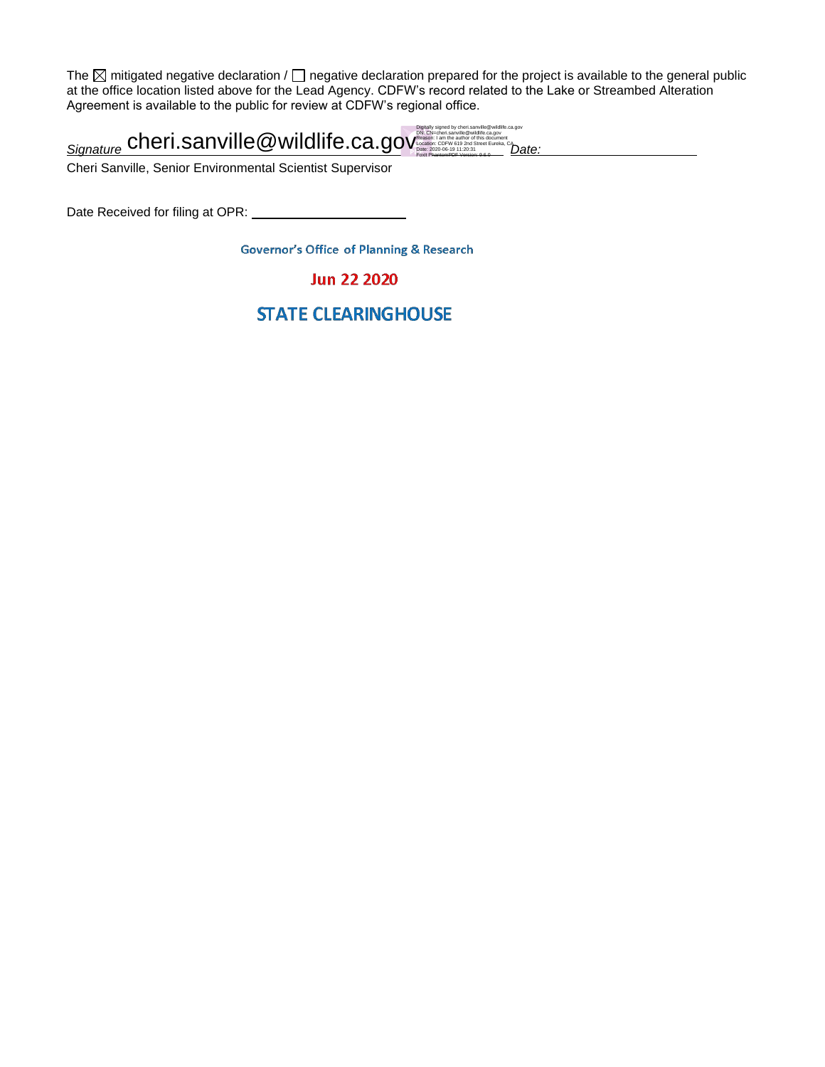The ☒ mitigated negative declaration / ☐ negative declaration prepared for the project is available to the general public at the office location listed above for the Lead Agency. CDFW's record related to the Lake or Streambed Alteration Agreement is available to the public for review at CDFW's regional office.

*Signature* cheri.sanville@wildlife.ca.gov Digitally signed by cheri.sanville@wildlife.ca.gov DN: CN=cheri.sanville@wildlife.ca.gov Reason: I am the author of this document Location: CDFW 619 2nd Street Eureka, CA Date: 2020-06-19 11:20:31 Foxit PhantomPDF Version: 9.6.0 *Date:* ____________________

Cheri Sanville, Senior Environmental Scientist Supervisor

Date Received for filing at OPR: ____________________

**Governor's Office of Planning & Research**

**Jun 22 2020**

**STATE CLEARINGHOUSE**